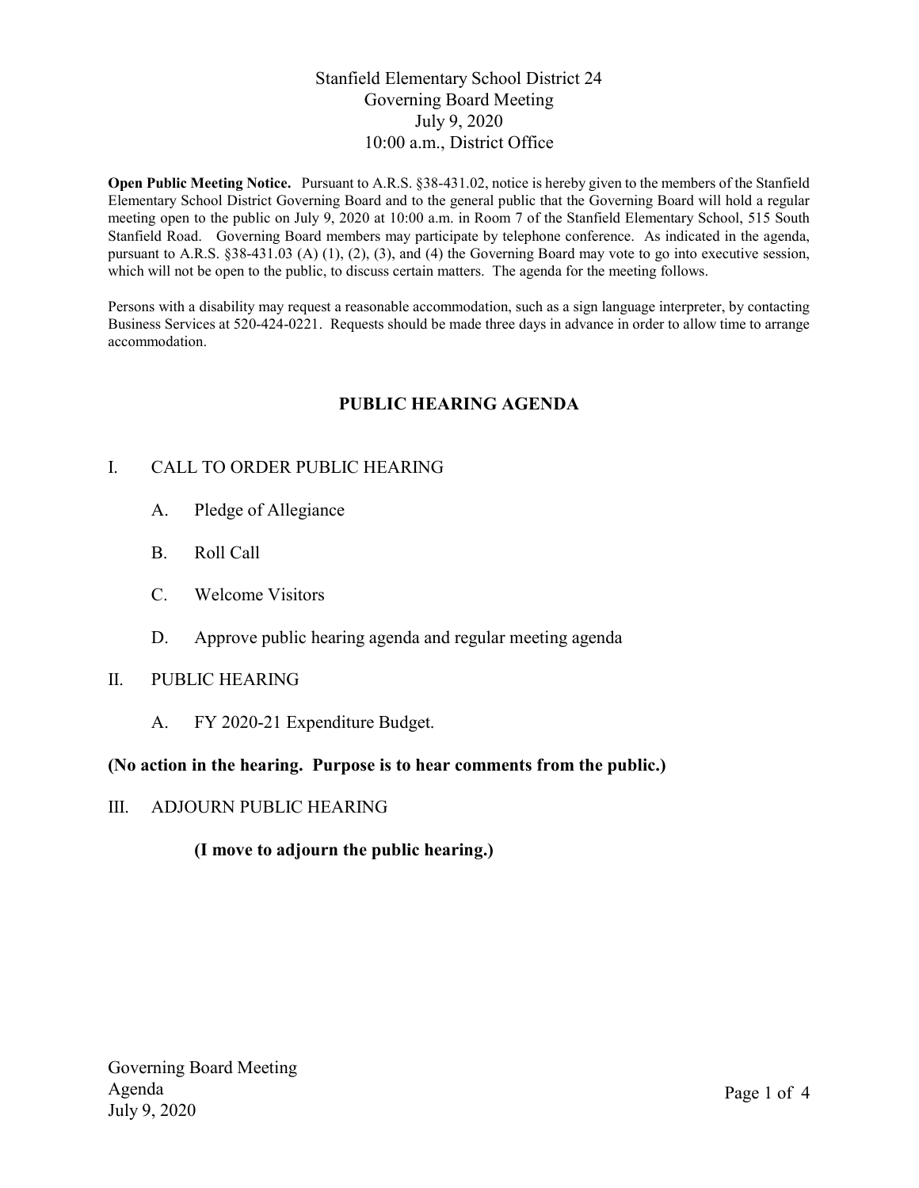# Stanfield Elementary School District 24
## Governing Board Meeting
## July 9, 2020
## 10:00 a.m., District Office

**Open Public Meeting Notice.** Pursuant to A.R.S. §38-431.02, notice is hereby given to the members of the Stanfield Elementary School District Governing Board and to the general public that the Governing Board will hold a regular meeting open to the public on July 9, 2020 at 10:00 a.m. in Room 7 of the Stanfield Elementary School, 515 South Stanfield Road. Governing Board members may participate by telephone conference. As indicated in the agenda, pursuant to A.R.S. §38-431.03 (A) (1), (2), (3), and (4) the Governing Board may vote to go into executive session, which will not be open to the public, to discuss certain matters. The agenda for the meeting follows.

Persons with a disability may request a reasonable accommodation, such as a sign language interpreter, by contacting Business Services at 520-424-0221. Requests should be made three days in advance in order to allow time to arrange accommodation.

## PUBLIC HEARING AGENDA

I. CALL TO ORDER PUBLIC HEARING

- A. Pledge of Allegiance
- B. Roll Call
- C. Welcome Visitors
- D. Approve public hearing agenda and regular meeting agenda

II. PUBLIC HEARING

- A. FY 2020-21 Expenditure Budget.

**(No action in the hearing. Purpose is to hear comments from the public.)**

III. ADJOURN PUBLIC HEARING

**(I move to adjourn the public hearing.)**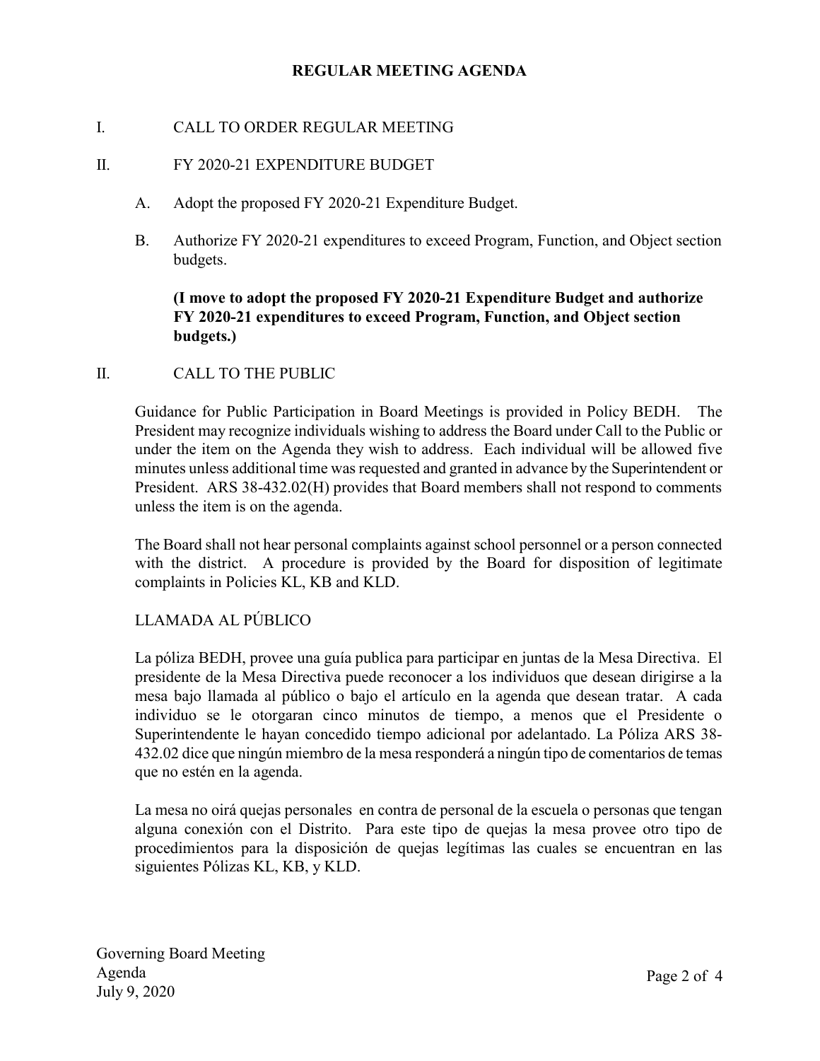## REGULAR MEETING AGENDA

I. CALL TO ORDER REGULAR MEETING

II. FY 2020-21 EXPENDITURE BUDGET

A. Adopt the proposed FY 2020-21 Expenditure Budget.

B. Authorize FY 2020-21 expenditures to exceed Program, Function, and Object section budgets.

**(I move to adopt the proposed FY 2020-21 Expenditure Budget and authorize FY 2020-21 expenditures to exceed Program, Function, and Object section budgets.)**

II. CALL TO THE PUBLIC

Guidance for Public Participation in Board Meetings is provided in Policy BEDH. The President may recognize individuals wishing to address the Board under Call to the Public or under the item on the Agenda they wish to address. Each individual will be allowed five minutes unless additional time was requested and granted in advance by the Superintendent or President. ARS 38-432.02(H) provides that Board members shall not respond to comments unless the item is on the agenda.

The Board shall not hear personal complaints against school personnel or a person connected with the district. A procedure is provided by the Board for disposition of legitimate complaints in Policies KL, KB and KLD.

LLAMADA AL PÚBLICO

La póliza BEDH, provee una guía publica para participar en juntas de la Mesa Directiva. El presidente de la Mesa Directiva puede reconocer a los individuos que desean dirigirse a la mesa bajo llamada al público o bajo el artículo en la agenda que desean tratar. A cada individuo se le otorgaran cinco minutos de tiempo, a menos que el Presidente o Superintendente le hayan concedido tiempo adicional por adelantado. La Póliza ARS 38-432.02 dice que ningún miembro de la mesa responderá a ningún tipo de comentarios de temas que no estén en la agenda.

La mesa no oirá quejas personales en contra de personal de la escuela o personas que tengan alguna conexión con el Distrito. Para este tipo de quejas la mesa provee otro tipo de procedimientos para la disposición de quejas legítimas las cuales se encuentran en las siguientes Pólizas KL, KB, y KLD.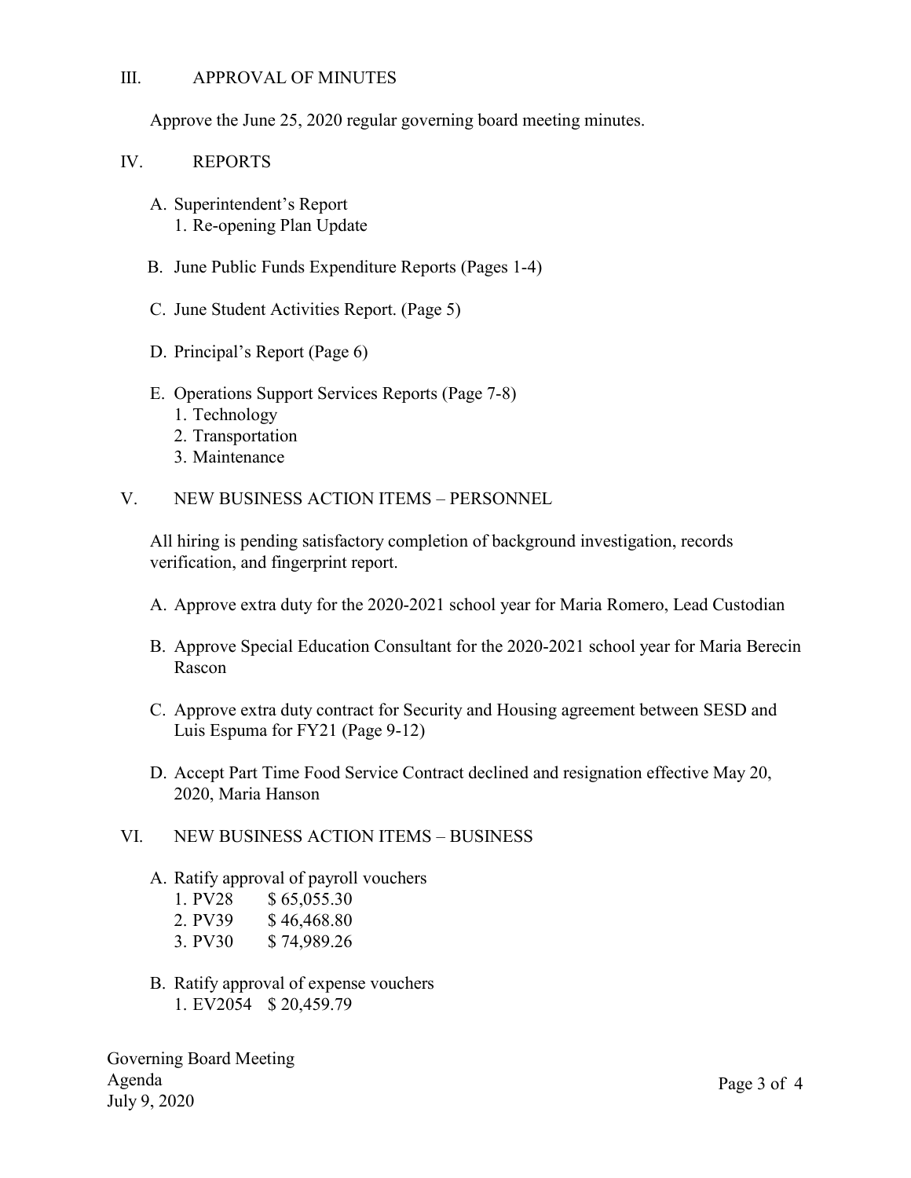## III. APPROVAL OF MINUTES

Approve the June 25, 2020 regular governing board meeting minutes.

## IV. REPORTS

A. Superintendent's Report
   1. Re-opening Plan Update

B. June Public Funds Expenditure Reports (Pages 1-4)

C. June Student Activities Report. (Page 5)

D. Principal's Report (Page 6)

E. Operations Support Services Reports (Page 7-8)
   1. Technology
   2. Transportation
   3. Maintenance

## V. NEW BUSINESS ACTION ITEMS – PERSONNEL

All hiring is pending satisfactory completion of background investigation, records verification, and fingerprint report.

A. Approve extra duty for the 2020-2021 school year for Maria Romero, Lead Custodian

B. Approve Special Education Consultant for the 2020-2021 school year for Maria Berecin Rascon

C. Approve extra duty contract for Security and Housing agreement between SESD and Luis Espuma for FY21 (Page 9-12)

D. Accept Part Time Food Service Contract declined and resignation effective May 20, 2020, Maria Hanson

## VI. NEW BUSINESS ACTION ITEMS – BUSINESS

A. Ratify approval of payroll vouchers
   1. PV28 $ 65,055.30
   2. PV39 $ 46,468.80
   3. PV30 $ 74,989.26

B. Ratify approval of expense vouchers
   1. EV2054 $ 20,459.79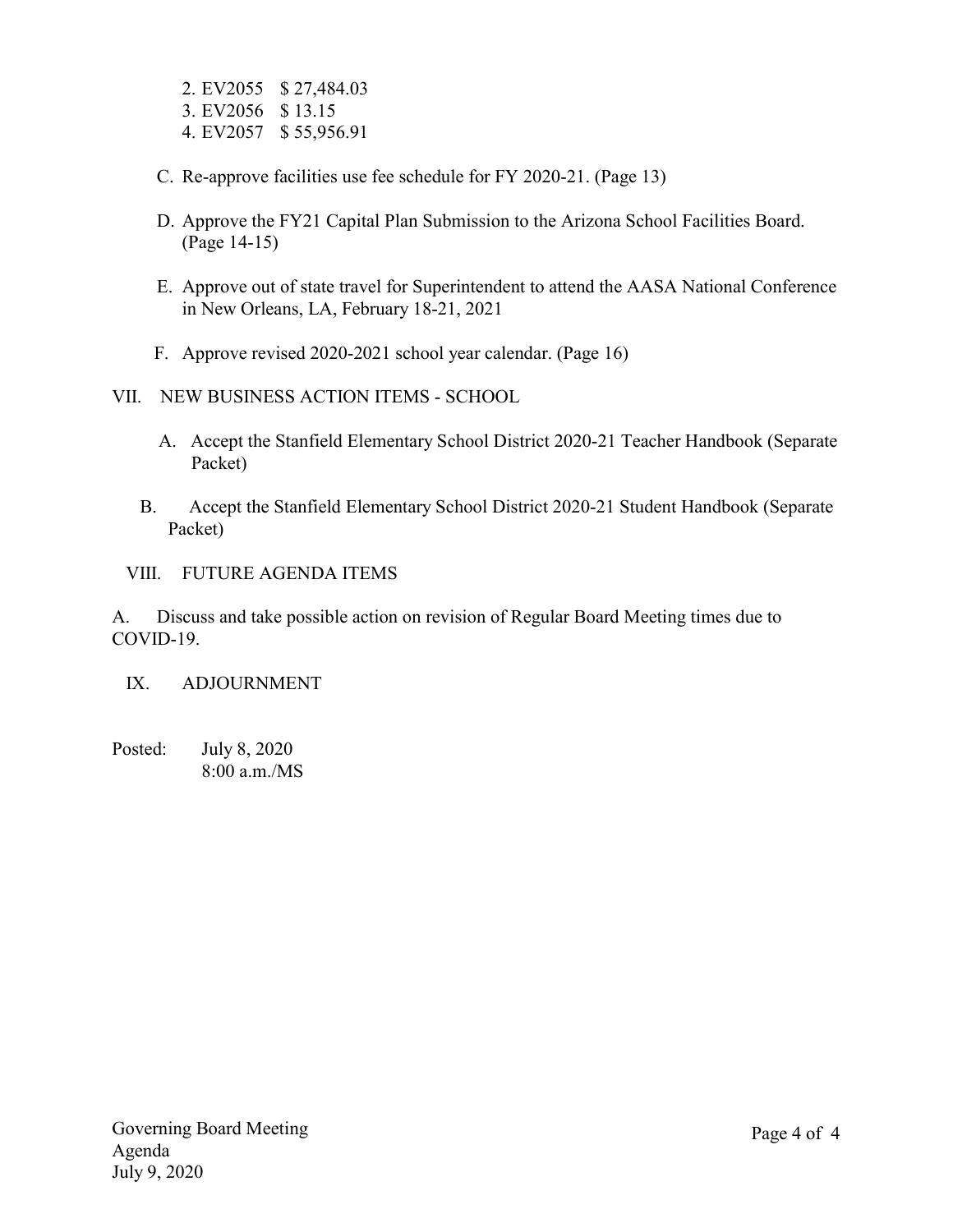2. EV2055 $ 27,484.03
3. EV2056 $ 13.15
4. EV2057 $ 55,956.91

C. Re-approve facilities use fee schedule for FY 2020-21. (Page 13)

D. Approve the FY21 Capital Plan Submission to the Arizona School Facilities Board. (Page 14-15)

E. Approve out of state travel for Superintendent to attend the AASA National Conference in New Orleans, LA, February 18-21, 2021

F. Approve revised 2020-2021 school year calendar. (Page 16)

VII. NEW BUSINESS ACTION ITEMS - SCHOOL

A. Accept the Stanfield Elementary School District 2020-21 Teacher Handbook (Separate Packet)

B. Accept the Stanfield Elementary School District 2020-21 Student Handbook (Separate Packet)

VIII. FUTURE AGENDA ITEMS

A. Discuss and take possible action on revision of Regular Board Meeting times due to COVID-19.

IX. ADJOURNMENT

Posted: July 8, 2020
8:00 a.m./MS